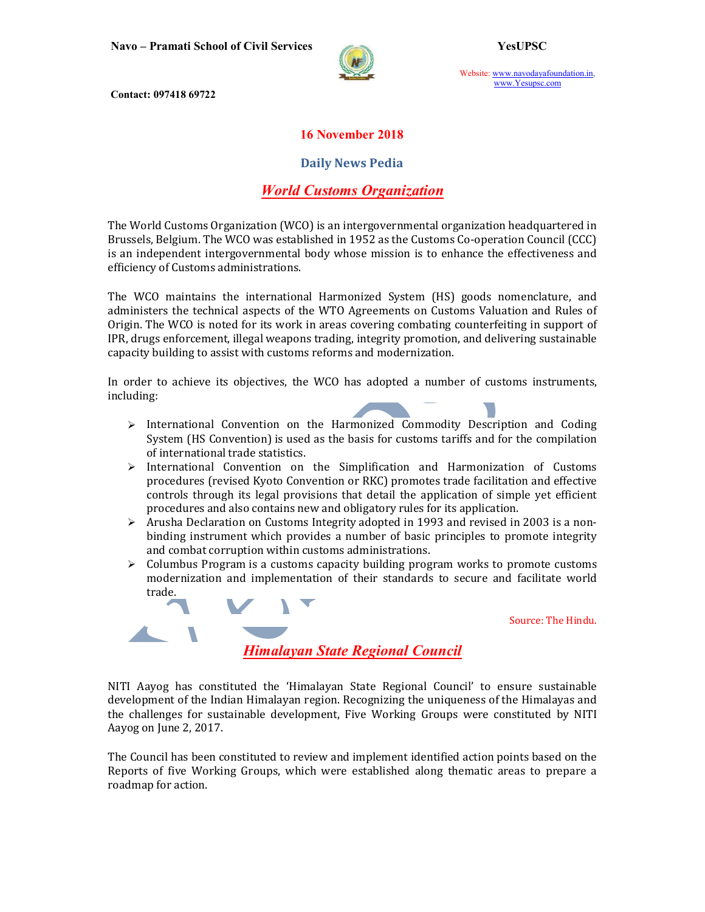16 November 2018

## Daily News Pedia

## *World Customs Organization*

The World Customs Organization (WCO) is an intergovernmental organization headquartered in Brussels, Belgium. The WCO was established in 1952 as the Customs Co-operation Council (CCC) is an independent intergovernmental body whose mission is to enhance the effectiveness and efficiency of Customs administrations.

The WCO maintains the international Harmonized System (HS) goods nomenclature, and administers the technical aspects of the WTO Agreements on Customs Valuation and Rules of Origin. The WCO is noted for its work in areas covering combating counterfeiting in support of IPR, drugs enforcement, illegal weapons trading, integrity promotion, and delivering sustainable capacity building to assist with customs reforms and modernization.

In order to achieve its objectives, the WCO has adopted a number of customs instruments, including:

- International Convention on the Harmonized Commodity Description and Coding System (HS Convention) is used as the basis for customs tariffs and for the compilation of international trade statistics.
- International Convention on the Simplification and Harmonization of Customs procedures (revised Kyoto Convention or RKC) promotes trade facilitation and effective controls through its legal provisions that detail the application of simple yet efficient procedures and also contains new and obligatory rules for its application.
- Arusha Declaration on Customs Integrity adopted in 1993 and revised in 2003 is a non-binding instrument which provides a number of basic principles to promote integrity and combat corruption within customs administrations.
- Columbus Program is a customs capacity building program works to promote customs modernization and implementation of their standards to secure and facilitate world trade.

Source: The Hindu.

## *Himalayan State Regional Council*

NITI Aayog has constituted the 'Himalayan State Regional Council' to ensure sustainable development of the Indian Himalayan region. Recognizing the uniqueness of the Himalayas and the challenges for sustainable development, Five Working Groups were constituted by NITI Aayog on June 2, 2017.

The Council has been constituted to review and implement identified action points based on the Reports of five Working Groups, which were established along thematic areas to prepare a roadmap for action.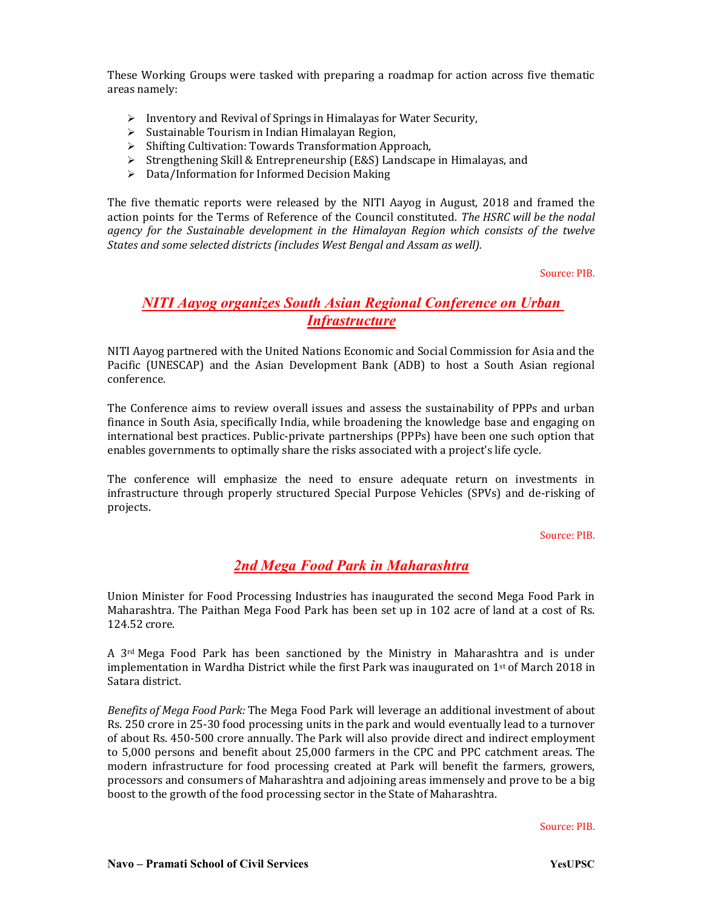These Working Groups were tasked with preparing a roadmap for action across five thematic areas namely:

- Inventory and Revival of Springs in Himalayas for Water Security,
- Sustainable Tourism in Indian Himalayan Region,
- Shifting Cultivation: Towards Transformation Approach,
- Strengthening Skill & Entrepreneurship (E&S) Landscape in Himalayas, and
- Data/Information for Informed Decision Making

The five thematic reports were released by the NITI Aayog in August, 2018 and framed the action points for the Terms of Reference of the Council constituted. *The HSRC will be the nodal agency for the Sustainable development in the Himalayan Region which consists of the twelve States and some selected districts (includes West Bengal and Assam as well).*

Source: PIB.

## *NITI Aayog organizes South Asian Regional Conference on Urban Infrastructure*

NITI Aayog partnered with the United Nations Economic and Social Commission for Asia and the Pacific (UNESCAP) and the Asian Development Bank (ADB) to host a South Asian regional conference.

The Conference aims to review overall issues and assess the sustainability of PPPs and urban finance in South Asia, specifically India, while broadening the knowledge base and engaging on international best practices. Public-private partnerships (PPPs) have been one such option that enables governments to optimally share the risks associated with a project's life cycle.

The conference will emphasize the need to ensure adequate return on investments in infrastructure through properly structured Special Purpose Vehicles (SPVs) and de-risking of projects.

Source: PIB.

## *2nd Mega Food Park in Maharashtra*

Union Minister for Food Processing Industries has inaugurated the second Mega Food Park in Maharashtra. The Paithan Mega Food Park has been set up in 102 acre of land at a cost of Rs. 124.52 crore.

A 3rd Mega Food Park has been sanctioned by the Ministry in Maharashtra and is under implementation in Wardha District while the first Park was inaugurated on 1st of March 2018 in Satara district.

*Benefits of Mega Food Park:* The Mega Food Park will leverage an additional investment of about Rs. 250 crore in 25-30 food processing units in the park and would eventually lead to a turnover of about Rs. 450-500 crore annually. The Park will also provide direct and indirect employment to 5,000 persons and benefit about 25,000 farmers in the CPC and PPC catchment areas. The modern infrastructure for food processing created at Park will benefit the farmers, growers, processors and consumers of Maharashtra and adjoining areas immensely and prove to be a big boost to the growth of the food processing sector in the State of Maharashtra.

Source: PIB.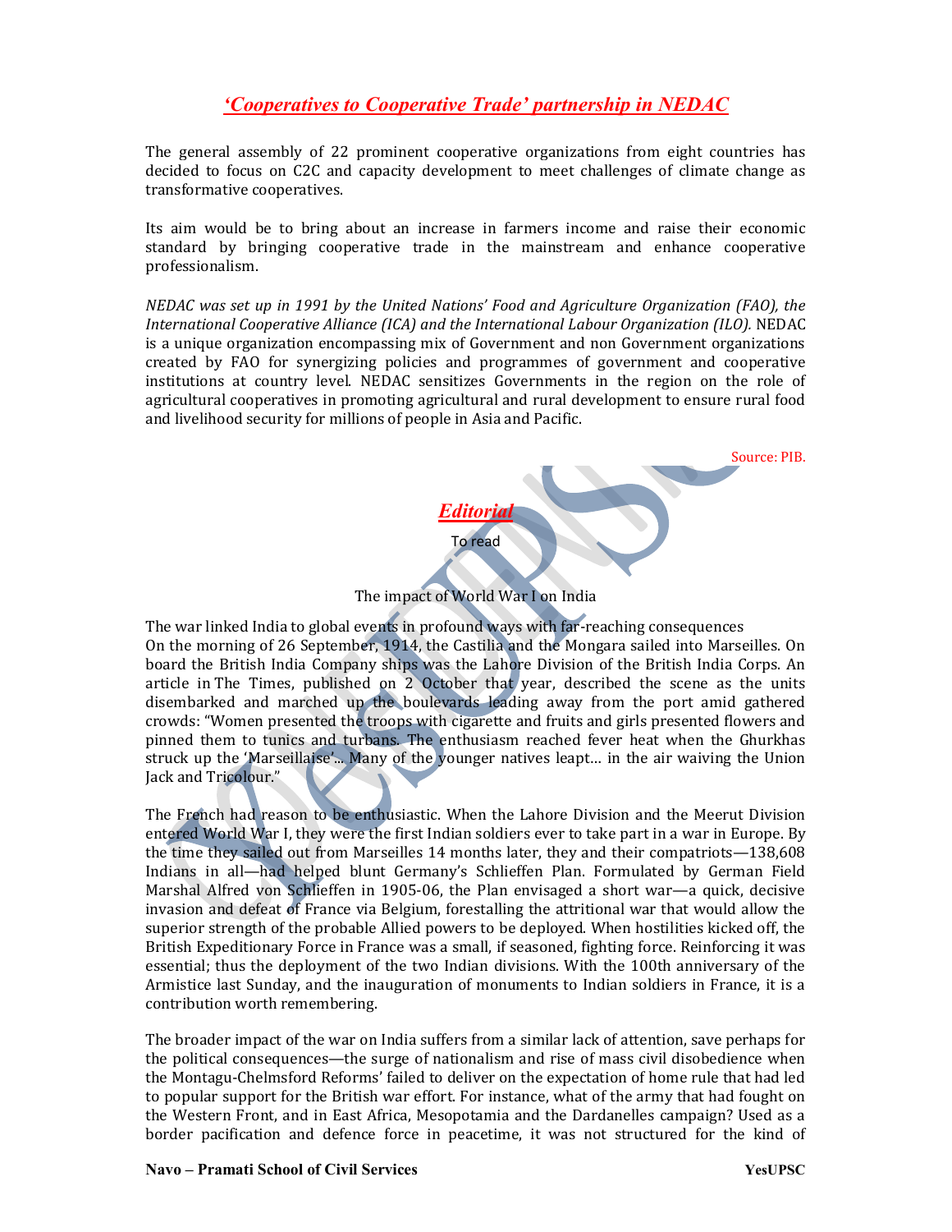## *‘Cooperatives to Cooperative Trade’ partnership in NEDAC*

The general assembly of 22 prominent cooperative organizations from eight countries has decided to focus on C2C and capacity development to meet challenges of climate change as transformative cooperatives.

Its aim would be to bring about an increase in farmers income and raise their economic standard by bringing cooperative trade in the mainstream and enhance cooperative professionalism.

*NEDAC was set up in 1991 by the United Nations’ Food and Agriculture Organization (FAO), the International Cooperative Alliance (ICA) and the International Labour Organization (ILO).* NEDAC is a unique organization encompassing mix of Government and non Government organizations created by FAO for synergizing policies and programmes of government and cooperative institutions at country level. NEDAC sensitizes Governments in the region on the role of agricultural cooperatives in promoting agricultural and rural development to ensure rural food and livelihood security for millions of people in Asia and Pacific.

Source: PIB.

## *Editorial*

To read

The impact of World War I on India

The war linked India to global events in profound ways with far-reaching consequences
On the morning of 26 September, 1914, the Castilia and the Mongara sailed into Marseilles. On board the British India Company ships was the Lahore Division of the British India Corps. An article in The Times, published on 2 October that year, described the scene as the units disembarked and marched up the boulevards leading away from the port amid gathered crowds: “Women presented the troops with cigarette and fruits and girls presented flowers and pinned them to tunics and turbans. The enthusiasm reached fever heat when the Ghurkhas struck up the ‘Marseillaise’... Many of the younger natives leapt… in the air waiving the Union Jack and Tricolour.”

The French had reason to be enthusiastic. When the Lahore Division and the Meerut Division entered World War I, they were the first Indian soldiers ever to take part in a war in Europe. By the time they sailed out from Marseilles 14 months later, they and their compatriots—138,608 Indians in all—had helped blunt Germany’s Schlieffen Plan. Formulated by German Field Marshal Alfred von Schlieffen in 1905-06, the Plan envisaged a short war—a quick, decisive invasion and defeat of France via Belgium, forestalling the attritional war that would allow the superior strength of the probable Allied powers to be deployed. When hostilities kicked off, the British Expeditionary Force in France was a small, if seasoned, fighting force. Reinforcing it was essential; thus the deployment of the two Indian divisions. With the 100th anniversary of the Armistice last Sunday, and the inauguration of monuments to Indian soldiers in France, it is a contribution worth remembering.

The broader impact of the war on India suffers from a similar lack of attention, save perhaps for the political consequences—the surge of nationalism and rise of mass civil disobedience when the Montagu-Chelmsford Reforms’ failed to deliver on the expectation of home rule that had led to popular support for the British war effort. For instance, what of the army that had fought on the Western Front, and in East Africa, Mesopotamia and the Dardanelles campaign? Used as a border pacification and defence force in peacetime, it was not structured for the kind of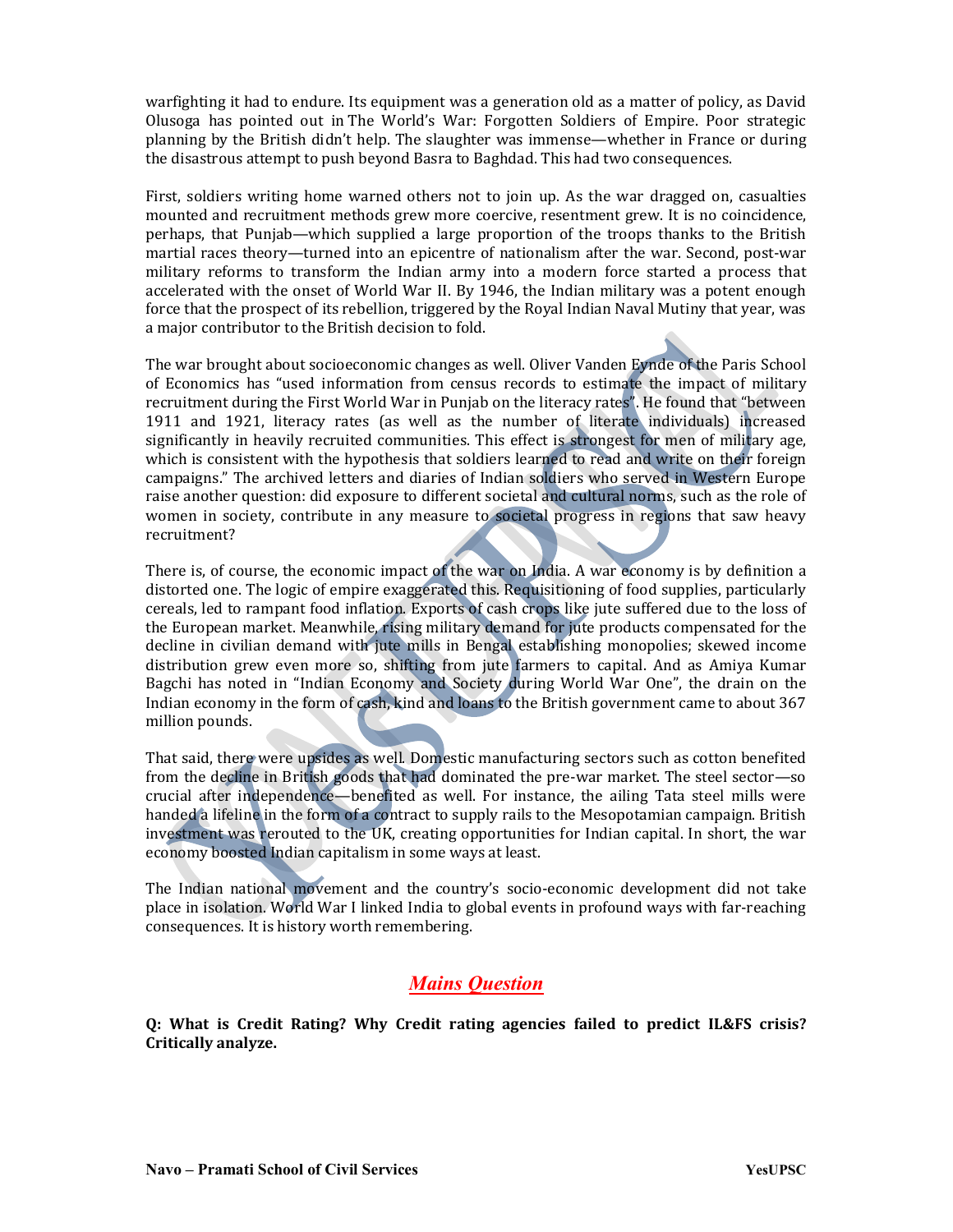warfighting it had to endure. Its equipment was a generation old as a matter of policy, as David Olusoga has pointed out in The World's War: Forgotten Soldiers of Empire. Poor strategic planning by the British didn't help. The slaughter was immense—whether in France or during the disastrous attempt to push beyond Basra to Baghdad. This had two consequences.

First, soldiers writing home warned others not to join up. As the war dragged on, casualties mounted and recruitment methods grew more coercive, resentment grew. It is no coincidence, perhaps, that Punjab—which supplied a large proportion of the troops thanks to the British martial races theory—turned into an epicentre of nationalism after the war. Second, post-war military reforms to transform the Indian army into a modern force started a process that accelerated with the onset of World War II. By 1946, the Indian military was a potent enough force that the prospect of its rebellion, triggered by the Royal Indian Naval Mutiny that year, was a major contributor to the British decision to fold.

The war brought about socioeconomic changes as well. Oliver Vanden Eynde of the Paris School of Economics has "used information from census records to estimate the impact of military recruitment during the First World War in Punjab on the literacy rates". He found that "between 1911 and 1921, literacy rates (as well as the number of literate individuals) increased significantly in heavily recruited communities. This effect is strongest for men of military age, which is consistent with the hypothesis that soldiers learned to read and write on their foreign campaigns." The archived letters and diaries of Indian soldiers who served in Western Europe raise another question: did exposure to different societal and cultural norms, such as the role of women in society, contribute in any measure to societal progress in regions that saw heavy recruitment?

There is, of course, the economic impact of the war on India. A war economy is by definition a distorted one. The logic of empire exaggerated this. Requisitioning of food supplies, particularly cereals, led to rampant food inflation. Exports of cash crops like jute suffered due to the loss of the European market. Meanwhile, rising military demand for jute products compensated for the decline in civilian demand with jute mills in Bengal establishing monopolies; skewed income distribution grew even more so, shifting from jute farmers to capital. And as Amiya Kumar Bagchi has noted in "Indian Economy and Society during World War One", the drain on the Indian economy in the form of cash, kind and loans to the British government came to about 367 million pounds.

That said, there were upsides as well. Domestic manufacturing sectors such as cotton benefited from the decline in British goods that had dominated the pre-war market. The steel sector—so crucial after independence—benefited as well. For instance, the ailing Tata steel mills were handed a lifeline in the form of a contract to supply rails to the Mesopotamian campaign. British investment was rerouted to the UK, creating opportunities for Indian capital. In short, the war economy boosted Indian capitalism in some ways at least.

The Indian national movement and the country's socio-economic development did not take place in isolation. World War I linked India to global events in profound ways with far-reaching consequences. It is history worth remembering.

## *Mains Question*

**Q: What is Credit Rating? Why Credit rating agencies failed to predict IL&FS crisis? Critically analyze.**